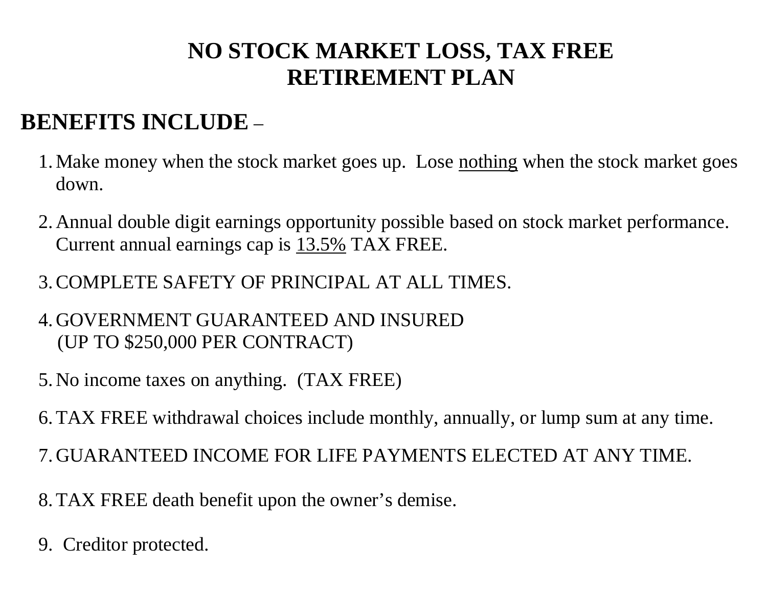# NO STOCK MARKET LOSS, TAX FREE RETIREMENT PLAN

## BENEFITS INCLUDE –

1. Make money when the stock market goes up. Lose <u>nothing</u> when the stock market goes down.

2. Annual double digit earnings opportunity possible based on stock market performance. Current annual earnings cap is <u>13.5%</u> TAX FREE.

3. COMPLETE SAFETY OF PRINCIPAL AT ALL TIMES.

4. GOVERNMENT GUARANTEED AND INSURED (UP TO $250,000 PER CONTRACT)

5. No income taxes on anything. (TAX FREE)

6. TAX FREE withdrawal choices include monthly, annually, or lump sum at any time.

7. GUARANTEED INCOME FOR LIFE PAYMENTS ELECTED AT ANY TIME.

8. TAX FREE death benefit upon the owner's demise.

9. Creditor protected.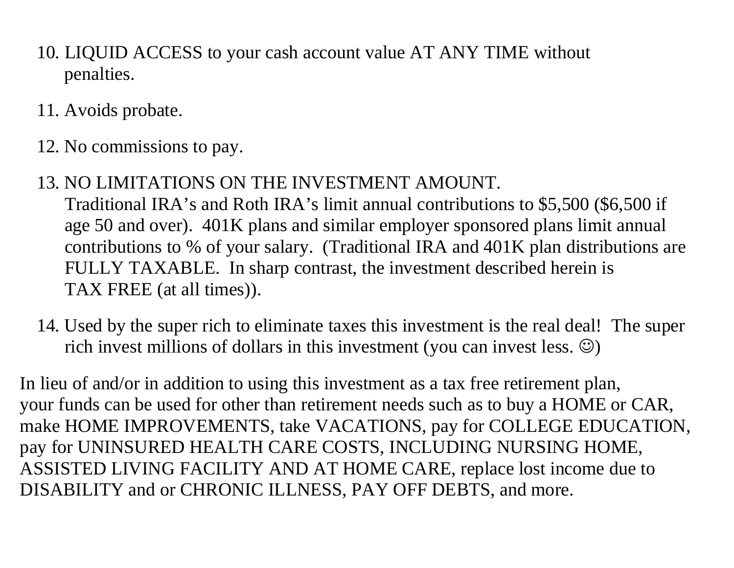10. LIQUID ACCESS to your cash account value AT ANY TIME without penalties.

11. Avoids probate.

12. No commissions to pay.

13. NO LIMITATIONS ON THE INVESTMENT AMOUNT.
    Traditional IRA's and Roth IRA's limit annual contributions to $5,500 ($6,500 if age 50 and over). 401K plans and similar employer sponsored plans limit annual contributions to % of your salary. (Traditional IRA and 401K plan distributions are FULLY TAXABLE. In sharp contrast, the investment described herein is TAX FREE (at all times)).

14. Used by the super rich to eliminate taxes this investment is the real deal! The super rich invest millions of dollars in this investment (you can invest less. ☺)

In lieu of and/or in addition to using this investment as a tax free retirement plan, your funds can be used for other than retirement needs such as to buy a HOME or CAR, make HOME IMPROVEMENTS, take VACATIONS, pay for COLLEGE EDUCATION, pay for UNINSURED HEALTH CARE COSTS, INCLUDING NURSING HOME, ASSISTED LIVING FACILITY AND AT HOME CARE, replace lost income due to DISABILITY and or CHRONIC ILLNESS, PAY OFF DEBTS, and more.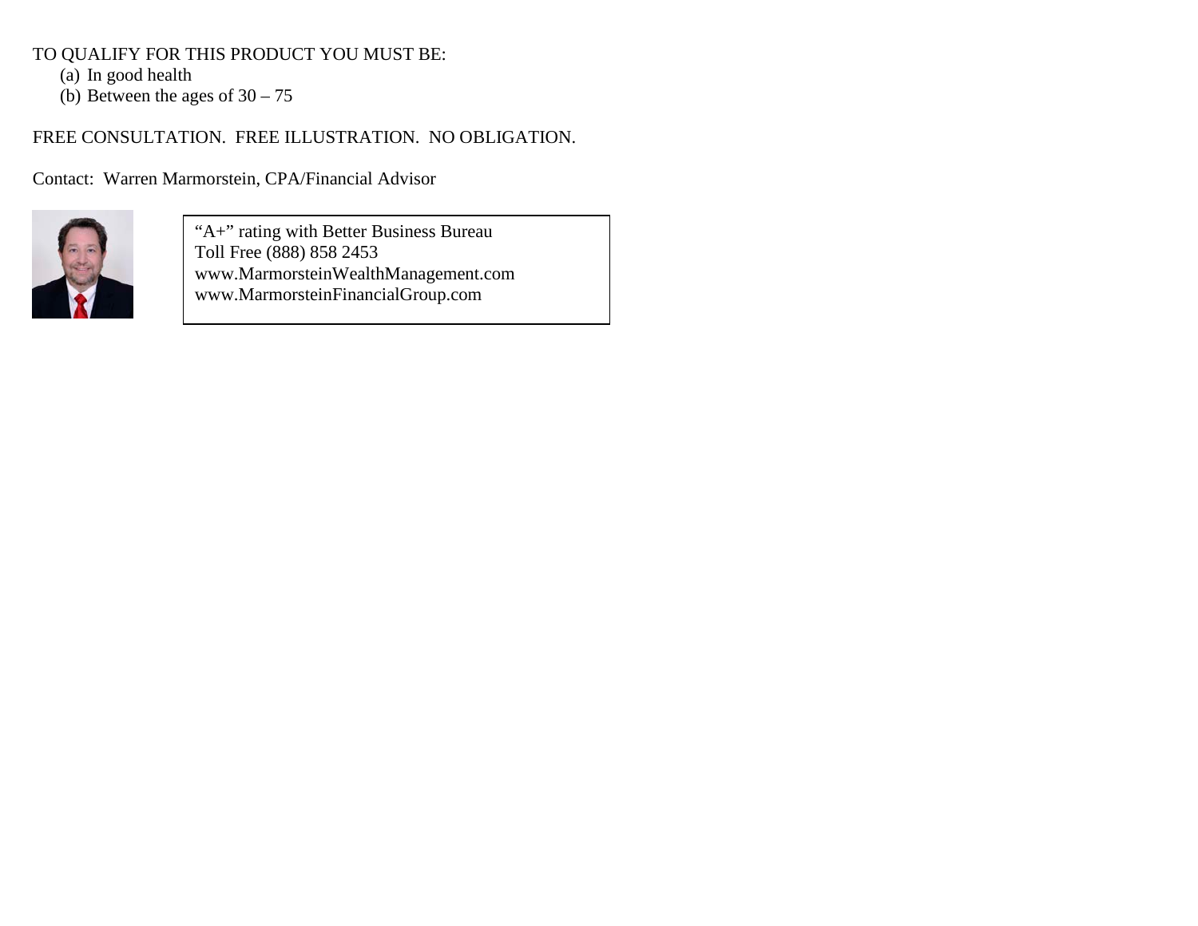TO QUALIFY FOR THIS PRODUCT YOU MUST BE:

(a) In good health
(b) Between the ages of 30 – 75

FREE CONSULTATION. FREE ILLUSTRATION. NO OBLIGATION.

Contact: Warren Marmorstein, CPA/Financial Advisor

“A+” rating with Better Business Bureau
Toll Free (888) 858 2453
www.MarmorsteinWealthManagement.com
www.MarmorsteinFinancialGroup.com